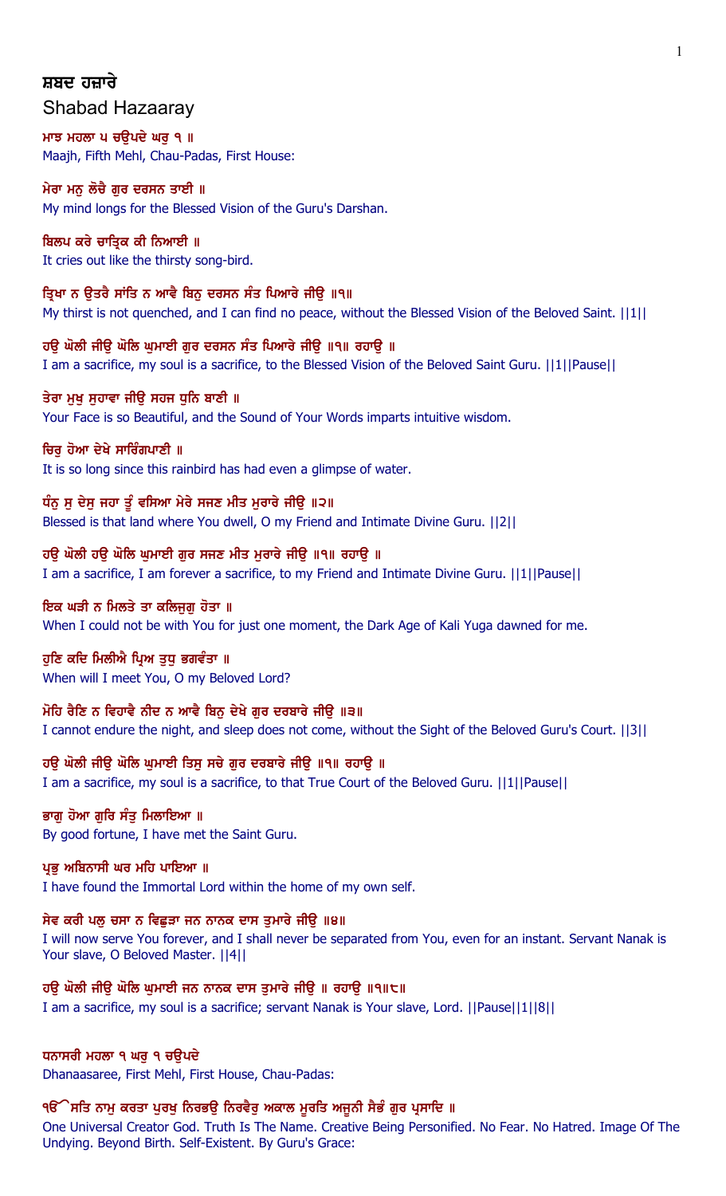# ਸ਼ਬਦ ਹਜ਼ਾਰੇ

Shabad Hazaaray

**ਮਾਝ ਮਹਲਾ ੫ ਚਉਪਦੇ ਘਰੁ ੧ ॥**
Maajh, Fifth Mehl, Chau-Padas, First House:

**ਮੇਰਾ ਮਨੁ ਲੋਚੈ ਗੁਰ ਦਰਸਨ ਤਾਈ ॥**
My mind longs for the Blessed Vision of the Guru's Darshan.

**ਬਿਲਪ ਕਰੇ ਚਾਤ੍ਰਿਕ ਕੀ ਨਿਆਈ ॥**
It cries out like the thirsty song-bird.

**ਤ੍ਰਿਖਾ ਨ ਉਤਰੈ ਸਾਂਤਿ ਨ ਆਵੈ ਬਿਨੁ ਦਰਸਨ ਸੰਤ ਪਿਆਰੇ ਜੀਉ ॥੧॥**
My thirst is not quenched, and I can find no peace, without the Blessed Vision of the Beloved Saint. ||1||

**ਹਉ ਘੋਲੀ ਜੀਉ ਘੋਲਿ ਘੁਮਾਈ ਗੁਰ ਦਰਸਨ ਸੰਤ ਪਿਆਰੇ ਜੀਉ ॥੧॥ ਰਹਾਉ ॥**
I am a sacrifice, my soul is a sacrifice, to the Blessed Vision of the Beloved Saint Guru. ||1||Pause||

**ਤੇਰਾ ਮੁਖੁ ਸੁਹਾਵਾ ਜੀਉ ਸਹਜ ਧੁਨਿ ਬਾਣੀ ॥**
Your Face is so Beautiful, and the Sound of Your Words imparts intuitive wisdom.

**ਚਿਰੁ ਹੋਆ ਦੇਖੇ ਸਾਰਿੰਗਪਾਣੀ ॥**
It is so long since this rainbird has had even a glimpse of water.

**ਧੰਨੁ ਸੁ ਦੇਸੁ ਜਹਾ ਤੂੰ ਵਸਿਆ ਮੇਰੇ ਸਜਣ ਮੀਤ ਮੁਰਾਰੇ ਜੀਉ ॥੨॥**
Blessed is that land where You dwell, O my Friend and Intimate Divine Guru. ||2||

**ਹਉ ਘੋਲੀ ਹਉ ਘੋਲਿ ਘੁਮਾਈ ਗੁਰ ਸਜਣ ਮੀਤ ਮੁਰਾਰੇ ਜੀਉ ॥੧॥ ਰਹਾਉ ॥**
I am a sacrifice, I am forever a sacrifice, to my Friend and Intimate Divine Guru. ||1||Pause||

**ਇਕ ਘੜੀ ਨ ਮਿਲਤੇ ਤਾ ਕਲਿਜੁਗੁ ਹੋਤਾ ॥**
When I could not be with You for just one moment, the Dark Age of Kali Yuga dawned for me.

**ਹੁਣਿ ਕਦਿ ਮਿਲੀਐ ਪ੍ਰਿਅ ਤੁਧੁ ਭਗਵੰਤਾ ॥**
When will I meet You, O my Beloved Lord?

**ਮੋਹਿ ਰੈਣਿ ਨ ਵਿਹਾਵੈ ਨੀਦ ਨ ਆਵੈ ਬਿਨੁ ਦੇਖੇ ਗੁਰ ਦਰਬਾਰੇ ਜੀਉ ॥੩॥**
I cannot endure the night, and sleep does not come, without the Sight of the Beloved Guru's Court. ||3||

**ਹਉ ਘੋਲੀ ਜੀਉ ਘੋਲਿ ਘੁਮਾਈ ਤਿਸੁ ਸਚੇ ਗੁਰ ਦਰਬਾਰੇ ਜੀਉ ॥੧॥ ਰਹਾਉ ॥**
I am a sacrifice, my soul is a sacrifice, to that True Court of the Beloved Guru. ||1||Pause||

**ਭਾਗੁ ਹੋਆ ਗੁਰਿ ਸੰਤੁ ਮਿਲਾਇਆ ॥**
By good fortune, I have met the Saint Guru.

**ਪ੍ਰਭੁ ਅਬਿਨਾਸੀ ਘਰ ਮਹਿ ਪਾਇਆ ॥**
I have found the Immortal Lord within the home of my own self.

**ਸੇਵ ਕਰੀ ਪਲੁ ਚਸਾ ਨ ਵਿਛੁੜਾ ਜਨ ਨਾਨਕ ਦਾਸ ਤੁਮਾਰੇ ਜੀਉ ॥੪॥**
I will now serve You forever, and I shall never be separated from You, even for an instant. Servant Nanak is Your slave, O Beloved Master. ||4||

**ਹਉ ਘੋਲੀ ਜੀਉ ਘੋਲਿ ਘੁਮਾਈ ਜਨ ਨਾਨਕ ਦਾਸ ਤੁਮਾਰੇ ਜੀਉ ॥ ਰਹਾਉ ॥੧॥੮॥**
I am a sacrifice, my soul is a sacrifice; servant Nanak is Your slave, Lord. ||Pause||1||8||

**ਧਨਾਸਰੀ ਮਹਲਾ ੧ ਘਰੁ ੧ ਚਉਪਦੇ**
Dhanaasaree, First Mehl, First House, Chau-Padas:

**ੴ ਸਤਿ ਨਾਮੁ ਕਰਤਾ ਪੁਰਖੁ ਨਿਰਭਉ ਨਿਰਵੈਰੁ ਅਕਾਲ ਮੂਰਤਿ ਅਜੂਨੀ ਸੈਭੰ ਗੁਰ ਪ੍ਰਸਾਦਿ ॥**
One Universal Creator God. Truth Is The Name. Creative Being Personified. No Fear. No Hatred. Image Of The Undying. Beyond Birth. Self-Existent. By Guru's Grace: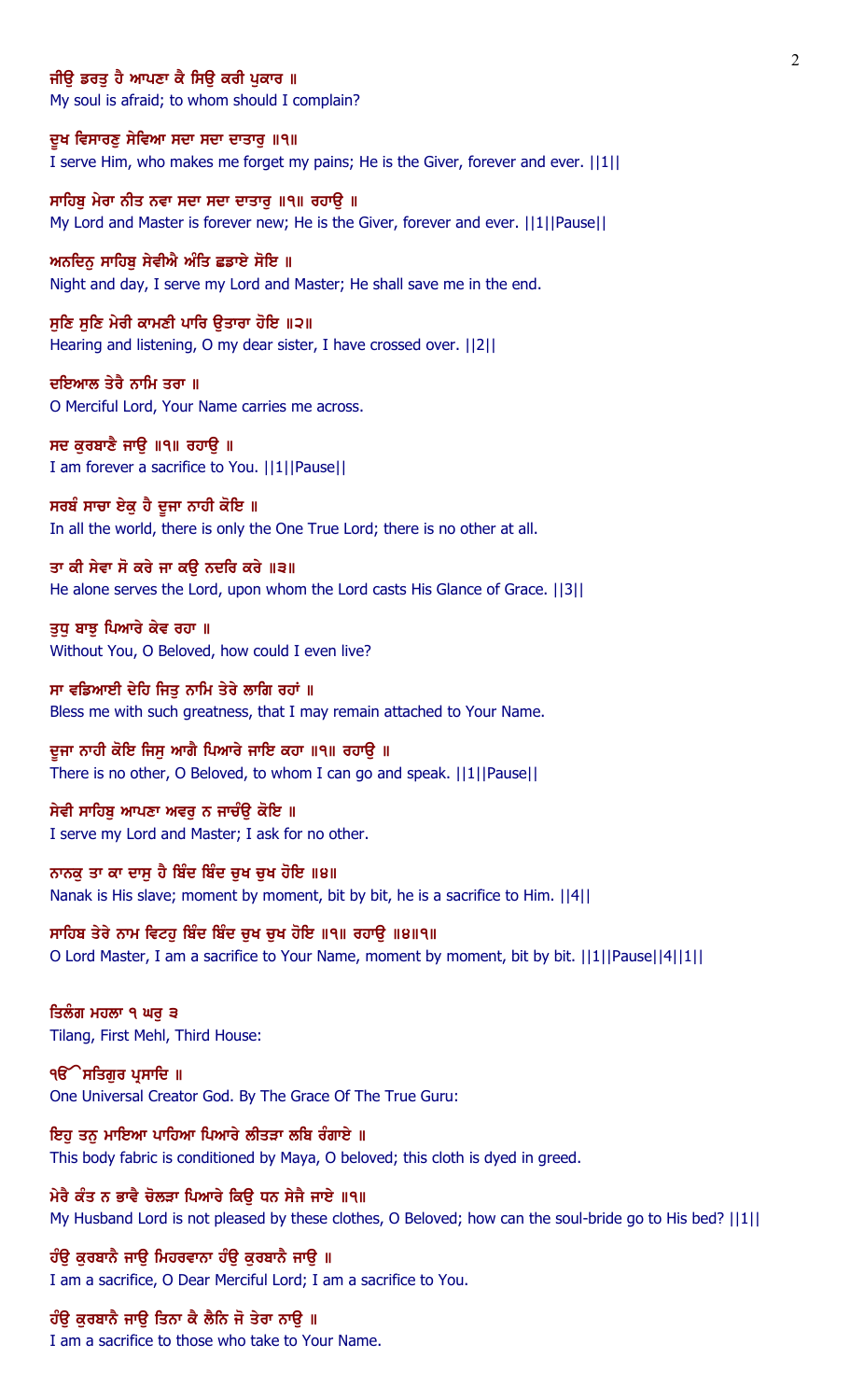ਜੀਉ ਡਰਤੁ ਹੈ ਆਪਣਾ ਕੈ ਸਿਉ ਕਰੀ ਪੁਕਾਰ ॥
My soul is afraid; to whom should I complain?

ਦੂਖ ਵਿਸਾਰਣੁ ਸੇਵਿਆ ਸਦਾ ਸਦਾ ਦਾਤਾਰੁ ॥੧॥
I serve Him, who makes me forget my pains; He is the Giver, forever and ever. ||1||

ਸਾਹਿਬੁ ਮੇਰਾ ਨੀਤ ਨਵਾ ਸਦਾ ਸਦਾ ਦਾਤਾਰੁ ॥੧॥ ਰਹਾਉ ॥
My Lord and Master is forever new; He is the Giver, forever and ever. ||1||Pause||

ਅਨਦਿਨੁ ਸਾਹਿਬੁ ਸੇਵੀਐ ਅੰਤਿ ਛਡਾਏ ਸੋਇ ॥
Night and day, I serve my Lord and Master; He shall save me in the end.

ਸੁਣਿ ਸੁਣਿ ਮੇਰੀ ਕਾਮਣੀ ਪਾਰਿ ਉਤਾਰਾ ਹੋਇ ॥੨॥
Hearing and listening, O my dear sister, I have crossed over. ||2||

ਦਇਆਲ ਤੇਰੈ ਨਾਮਿ ਤਰਾ ॥
O Merciful Lord, Your Name carries me across.

ਸਦ ਕੁਰਬਾਣੈ ਜਾਉ ॥੧॥ ਰਹਾਉ ॥
I am forever a sacrifice to You. ||1||Pause||

ਸਰਬੰ ਸਾਚਾ ਏਕੁ ਹੈ ਦੂਜਾ ਨਾਹੀ ਕੋਇ ॥
In all the world, there is only the One True Lord; there is no other at all.

ਤਾ ਕੀ ਸੇਵਾ ਸੋ ਕਰੇ ਜਾ ਕਉ ਨਦਰਿ ਕਰੇ ॥੩॥
He alone serves the Lord, upon whom the Lord casts His Glance of Grace. ||3||

ਤੁਧੁ ਬਾਝੁ ਪਿਆਰੇ ਕੇਵ ਰਹਾ ॥
Without You, O Beloved, how could I even live?

ਸਾ ਵਡਿਆਈ ਦੇਹਿ ਜਿਤੁ ਨਾਮਿ ਤੇਰੇ ਲਾਗਿ ਰਹਾਂ ॥
Bless me with such greatness, that I may remain attached to Your Name.

ਦੂਜਾ ਨਾਹੀ ਕੋਇ ਜਿਸੁ ਆਗੈ ਪਿਆਰੇ ਜਾਇ ਕਹਾ ॥੧॥ ਰਹਾਉ ॥
There is no other, O Beloved, to whom I can go and speak. ||1||Pause||

ਸੇਵੀ ਸਾਹਿਬੁ ਆਪਣਾ ਅਵਰੁ ਨ ਜਾਚੰਉ ਕੋਇ ॥
I serve my Lord and Master; I ask for no other.

ਨਾਨਕੁ ਤਾ ਕਾ ਦਾਸੁ ਹੈ ਬਿੰਦ ਬਿੰਦ ਚੁਖ ਚੁਖ ਹੋਇ ॥੪॥
Nanak is His slave; moment by moment, bit by bit, he is a sacrifice to Him. ||4||

ਸਾਹਿਬ ਤੇਰੇ ਨਾਮ ਵਿਟਹੁ ਬਿੰਦ ਬਿੰਦ ਚੁਖ ਚੁਖ ਹੋਇ ॥੧॥ ਰਹਾਉ ॥੪॥੧॥
O Lord Master, I am a sacrifice to Your Name, moment by moment, bit by bit. ||1||Pause||4||1||

ਤਿਲੰਗ ਮਹਲਾ ੧ ਘਰੁ ੩
Tilang, First Mehl, Third House:

ੴ ਸਤਿਗੁਰ ਪ੍ਰਸਾਦਿ ॥
One Universal Creator God. By The Grace Of The True Guru:

ਇਹੁ ਤਨੁ ਮਾਇਆ ਪਾਹਿਆ ਪਿਆਰੇ ਲੀਤੜਾ ਲਬਿ ਰੰਗਾਏ ॥
This body fabric is conditioned by Maya, O beloved; this cloth is dyed in greed.

ਮੇਰੈ ਕੰਤ ਨ ਭਾਵੈ ਚੋਲੜਾ ਪਿਆਰੇ ਕਿਉ ਧਨ ਸੇਜੈ ਜਾਏ ॥੧॥
My Husband Lord is not pleased by these clothes, O Beloved; how can the soul-bride go to His bed? ||1||

ਹੰਉ ਕੁਰਬਾਨੈ ਜਾਉ ਮਿਹਰਵਾਨਾ ਹੰਉ ਕੁਰਬਾਨੈ ਜਾਉ ॥
I am a sacrifice, O Dear Merciful Lord; I am a sacrifice to You.

ਹੰਉ ਕੁਰਬਾਨੈ ਜਾਉ ਤਿਨਾ ਕੈ ਲੈਨਿ ਜੋ ਤੇਰਾ ਨਾਉ ॥
I am a sacrifice to those who take to Your Name.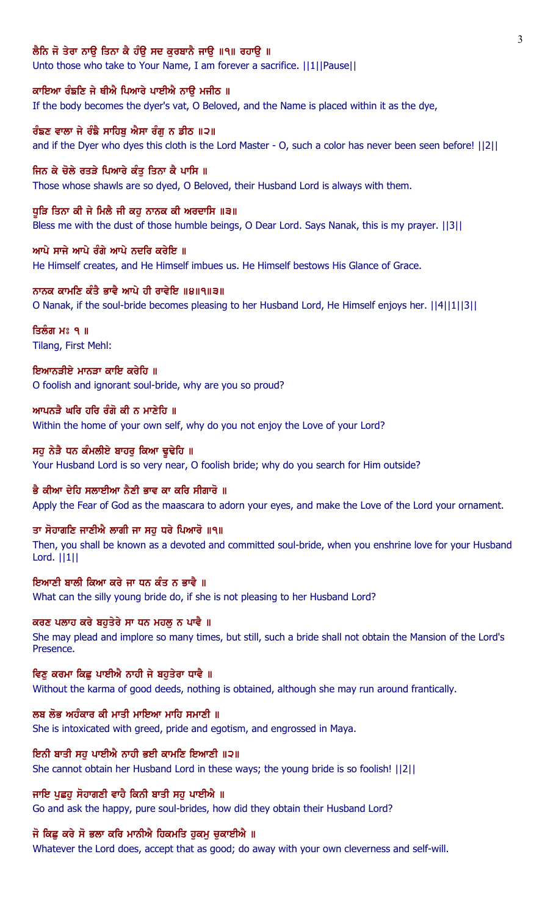ਲੈਨਿ ਜੋ ਤੇਰਾ ਨਾਉ ਤਿਨਾ ਕੈ ਹੰਉ ਸਦ ਕੁਰਬਾਨੈ ਜਾਉ ॥੧॥ ਰਹਾਉ ॥
Unto those who take to Your Name, I am forever a sacrifice. ||1||Pause||

ਕਾਇਆ ਰੰਙਣਿ ਜੇ ਥੀਐ ਪਿਆਰੇ ਪਾਈਐ ਨਾਉ ਮਜੀਠ ॥
If the body becomes the dyer's vat, O Beloved, and the Name is placed within it as the dye,

ਰੰਙਣ ਵਾਲਾ ਜੇ ਰੰਙੈ ਸਾਹਿਬੁ ਐਸਾ ਰੰਗੁ ਨ ਡੀਠ ॥੨॥
and if the Dyer who dyes this cloth is the Lord Master - O, such a color has never been seen before! ||2||

ਜਿਨ ਕੇ ਚੋਲੇ ਰਤੜੇ ਪਿਆਰੇ ਕੰਤੁ ਤਿਨਾ ਕੈ ਪਾਸਿ ॥
Those whose shawls are so dyed, O Beloved, their Husband Lord is always with them.

ਧੂੜਿ ਤਿਨਾ ਕੀ ਜੇ ਮਿਲੈ ਜੀ ਕਹੁ ਨਾਨਕ ਕੀ ਅਰਦਾਸਿ ॥੩॥
Bless me with the dust of those humble beings, O Dear Lord. Says Nanak, this is my prayer. ||3||

ਆਪੇ ਸਾਜੇ ਆਪੇ ਰੰਗੇ ਆਪੇ ਨਦਰਿ ਕਰੇਇ ॥
He Himself creates, and He Himself imbues us. He Himself bestows His Glance of Grace.

ਨਾਨਕ ਕਾਮਣਿ ਕੰਤੈ ਭਾਵੈ ਆਪੇ ਹੀ ਰਾਵੇਇ ॥੪॥੧॥੩॥
O Nanak, if the soul-bride becomes pleasing to her Husband Lord, He Himself enjoys her. ||4||1||3||

ਤਿਲੰਗ ਮਃ ੧ ॥
Tilang, First Mehl:

ਇਆਨੜੀਏ ਮਾਨੜਾ ਕਾਇ ਕਰੇਹਿ ॥
O foolish and ignorant soul-bride, why are you so proud?

ਆਪਨੜੈ ਘਰਿ ਹਰਿ ਰੰਗੋ ਕੀ ਨ ਮਾਣੇਹਿ ॥
Within the home of your own self, why do you not enjoy the Love of your Lord?

ਸਹੁ ਨੇੜੈ ਧਨ ਕੰਮਲੀਏ ਬਾਹਰੁ ਕਿਆ ਢੂਢੇਹਿ ॥
Your Husband Lord is so very near, O foolish bride; why do you search for Him outside?

ਭੈ ਕੀਆ ਦੇਹਿ ਸਲਾਈਆ ਨੈਣੀ ਭਾਵ ਕਾ ਕਰਿ ਸੀਗਾਰੋ ॥
Apply the Fear of God as the maascara to adorn your eyes, and make the Love of the Lord your ornament.

ਤਾ ਸੋਹਾਗਣਿ ਜਾਣੀਐ ਲਾਗੀ ਜਾ ਸਹੁ ਧਰੇ ਪਿਆਰੋ ॥੧॥
Then, you shall be known as a devoted and committed soul-bride, when you enshrine love for your Husband Lord. ||1||

ਇਆਣੀ ਬਾਲੀ ਕਿਆ ਕਰੇ ਜਾ ਧਨ ਕੰਤ ਨ ਭਾਵੈ ॥
What can the silly young bride do, if she is not pleasing to her Husband Lord?

ਕਰਣ ਪਲਾਹ ਕਰੇ ਬਹੁਤੇਰੇ ਸਾ ਧਨ ਮਹਲੁ ਨ ਪਾਵੈ ॥
She may plead and implore so many times, but still, such a bride shall not obtain the Mansion of the Lord's Presence.

ਵਿਣੁ ਕਰਮਾ ਕਿਛੁ ਪਾਈਐ ਨਾਹੀ ਜੇ ਬਹੁਤੇਰਾ ਧਾਵੈ ॥
Without the karma of good deeds, nothing is obtained, although she may run around frantically.

ਲਬ ਲੋਭ ਅਹੰਕਾਰ ਕੀ ਮਾਤੀ ਮਾਇਆ ਮਾਹਿ ਸਮਾਣੀ ॥
She is intoxicated with greed, pride and egotism, and engrossed in Maya.

ਇਨੀ ਬਾਤੀ ਸਹੁ ਪਾਈਐ ਨਾਹੀ ਭਈ ਕਾਮਣਿ ਇਆਣੀ ॥੨॥
She cannot obtain her Husband Lord in these ways; the young bride is so foolish! ||2||

ਜਾਇ ਪੁਛਹੁ ਸੋਹਾਗਣੀ ਵਾਹੈ ਕਿਨੀ ਬਾਤੀ ਸਹੁ ਪਾਈਐ ॥
Go and ask the happy, pure soul-brides, how did they obtain their Husband Lord?

ਜੋ ਕਿਛੁ ਕਰੇ ਸੋ ਭਲਾ ਕਰਿ ਮਾਨੀਐ ਹਿਕਮਤਿ ਹੁਕਮੁ ਚੁਕਾਈਐ ॥
Whatever the Lord does, accept that as good; do away with your own cleverness and self-will.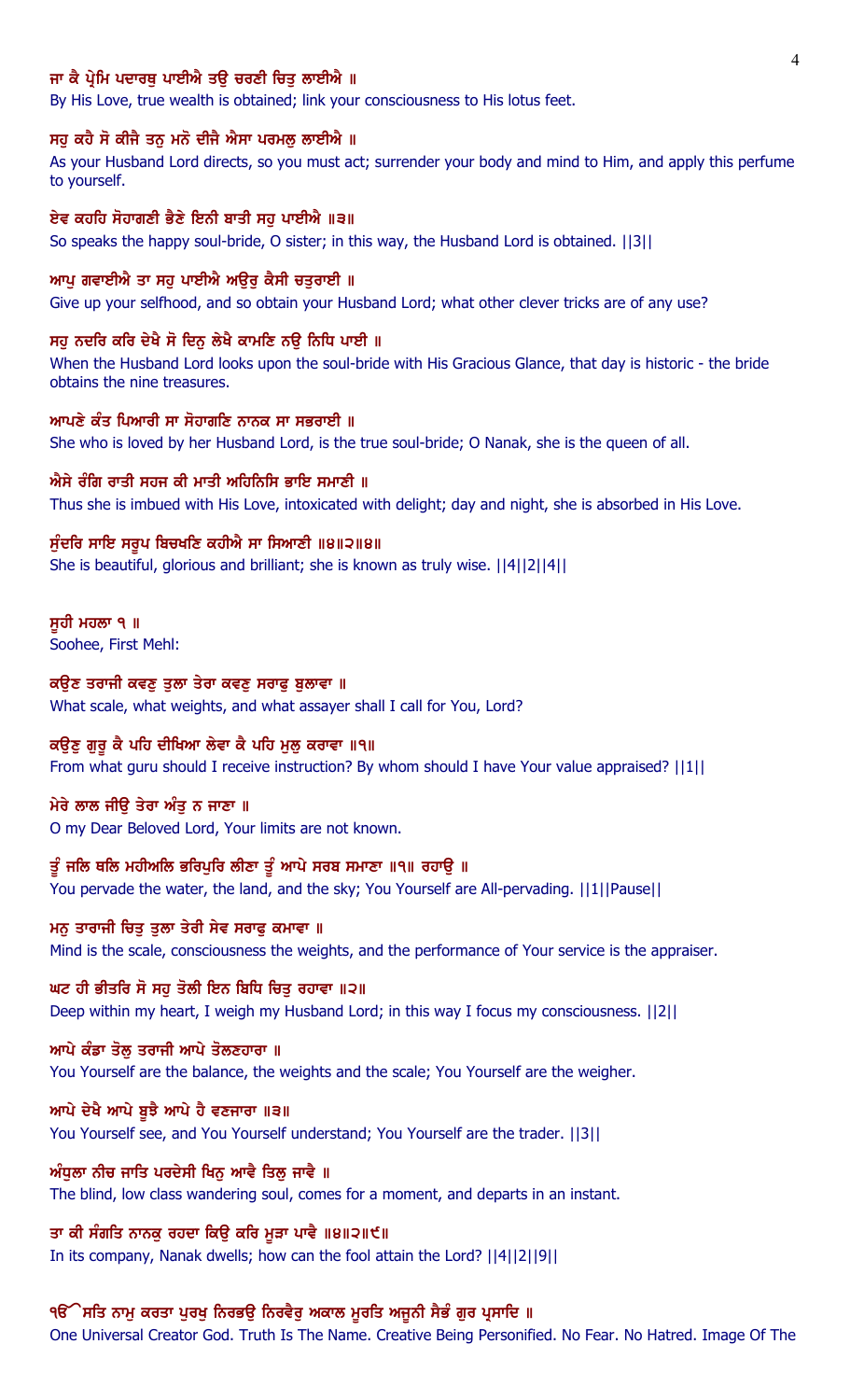ਜਾ ਕੈ ਪ੍ਰੇਮਿ ਪਦਾਰਥੁ ਪਾਈਐ ਤਉ ਚਰਣੀ ਚਿਤੁ ਲਾਈਐ ॥
By His Love, true wealth is obtained; link your consciousness to His lotus feet.

ਸਹੁ ਕਹੈ ਸੋ ਕੀਜੈ ਤਨੁ ਮਨੋ ਦੀਜੈ ਐਸਾ ਪਰਮਲੁ ਲਾਈਐ ॥
As your Husband Lord directs, so you must act; surrender your body and mind to Him, and apply this perfume to yourself.

ਏਵ ਕਹਹਿ ਸੋਹਾਗਣੀ ਭੈਣੇ ਇਨੀ ਬਾਤੀ ਸਹੁ ਪਾਈਐ ॥੩॥
So speaks the happy soul-bride, O sister; in this way, the Husband Lord is obtained. ||3||

ਆਪੁ ਗਵਾਈਐ ਤਾ ਸਹੁ ਪਾਈਐ ਅਉਰੁ ਕੈਸੀ ਚਤੁਰਾਈ ॥
Give up your selfhood, and so obtain your Husband Lord; what other clever tricks are of any use?

ਸਹੁ ਨਦਰਿ ਕਰਿ ਦੇਖੈ ਸੋ ਦਿਨੁ ਲੇਖੈ ਕਾਮਣਿ ਨਉ ਨਿਧਿ ਪਾਈ ॥
When the Husband Lord looks upon the soul-bride with His Gracious Glance, that day is historic - the bride obtains the nine treasures.

ਆਪਣੇ ਕੰਤ ਪਿਆਰੀ ਸਾ ਸੋਹਾਗਣਿ ਨਾਨਕ ਸਾ ਸਭਰਾਈ ॥
She who is loved by her Husband Lord, is the true soul-bride; O Nanak, she is the queen of all.

ਐਸੇ ਰੰਗਿ ਰਾਤੀ ਸਹਜ ਕੀ ਮਾਤੀ ਅਹਿਨਿਸਿ ਭਾਇ ਸਮਾਣੀ ॥
Thus she is imbued with His Love, intoxicated with delight; day and night, she is absorbed in His Love.

ਸੁੰਦਰਿ ਸਾਇ ਸਰੂਪ ਬਿਚਖਣਿ ਕਹੀਐ ਸਾ ਸਿਆਣੀ ॥੪॥੨॥੪॥
She is beautiful, glorious and brilliant; she is known as truly wise. ||4||2||4||

ਸੂਹੀ ਮਹਲਾ ੧ ॥
Soohee, First Mehl:

ਕਉਣ ਤਰਾਜੀ ਕਵਣੁ ਤੁਲਾ ਤੇਰਾ ਕਵਣੁ ਸਰਾਫੁ ਬੁਲਾਵਾ ॥
What scale, what weights, and what assayer shall I call for You, Lord?

ਕਉਣੁ ਗੁਰੂ ਕੈ ਪਹਿ ਦੀਖਿਆ ਲੇਵਾ ਕੈ ਪਹਿ ਮੁਲੁ ਕਰਾਵਾ ॥੧॥
From what guru should I receive instruction? By whom should I have Your value appraised? ||1||

ਮੇਰੇ ਲਾਲ ਜੀਉ ਤੇਰਾ ਅੰਤੁ ਨ ਜਾਣਾ ॥
O my Dear Beloved Lord, Your limits are not known.

ਤੂੰ ਜਲਿ ਥਲਿ ਮਹੀਅਲਿ ਭਰਿਪੁਰਿ ਲੀਣਾ ਤੂੰ ਆਪੇ ਸਰਬ ਸਮਾਣਾ ॥੧॥ ਰਹਾਉ ॥
You pervade the water, the land, and the sky; You Yourself are All-pervading. ||1||Pause||

ਮਨੁ ਤਾਰਾਜੀ ਚਿਤੁ ਤੁਲਾ ਤੇਰੀ ਸੇਵ ਸਰਾਫੁ ਕਮਾਵਾ ॥
Mind is the scale, consciousness the weights, and the performance of Your service is the appraiser.

ਘਟ ਹੀ ਭੀਤਰਿ ਸੋ ਸਹੁ ਤੋਲੀ ਇਨ ਬਿਧਿ ਚਿਤੁ ਰਹਾਵਾ ॥੨॥
Deep within my heart, I weigh my Husband Lord; in this way I focus my consciousness. ||2||

ਆਪੇ ਕੰਡਾ ਤੋਲੁ ਤਰਾਜੀ ਆਪੇ ਤੋਲਣਹਾਰਾ ॥
You Yourself are the balance, the weights and the scale; You Yourself are the weigher.

ਆਪੇ ਦੇਖੈ ਆਪੇ ਬੂਝੈ ਆਪੇ ਹੈ ਵਣਜਾਰਾ ॥੩॥
You Yourself see, and You Yourself understand; You Yourself are the trader. ||3||

ਅੰਧੁਲਾ ਨੀਚ ਜਾਤਿ ਪਰਦੇਸੀ ਖਿਨੁ ਆਵੈ ਤਿਲੁ ਜਾਵੈ ॥
The blind, low class wandering soul, comes for a moment, and departs in an instant.

ਤਾ ਕੀ ਸੰਗਤਿ ਨਾਨਕੁ ਰਹਦਾ ਕਿਉ ਕਰਿ ਮੂੜਾ ਪਾਵੈ ॥੪॥੨॥੯॥
In its company, Nanak dwells; how can the fool attain the Lord? ||4||2||9||

ੴ ਸਤਿ ਨਾਮੁ ਕਰਤਾ ਪੁਰਖੁ ਨਿਰਭਉ ਨਿਰਵੈਰੁ ਅਕਾਲ ਮੂਰਤਿ ਅਜੂਨੀ ਸੈਭੰ ਗੁਰ ਪ੍ਰਸਾਦਿ ॥
One Universal Creator God. Truth Is The Name. Creative Being Personified. No Fear. No Hatred. Image Of The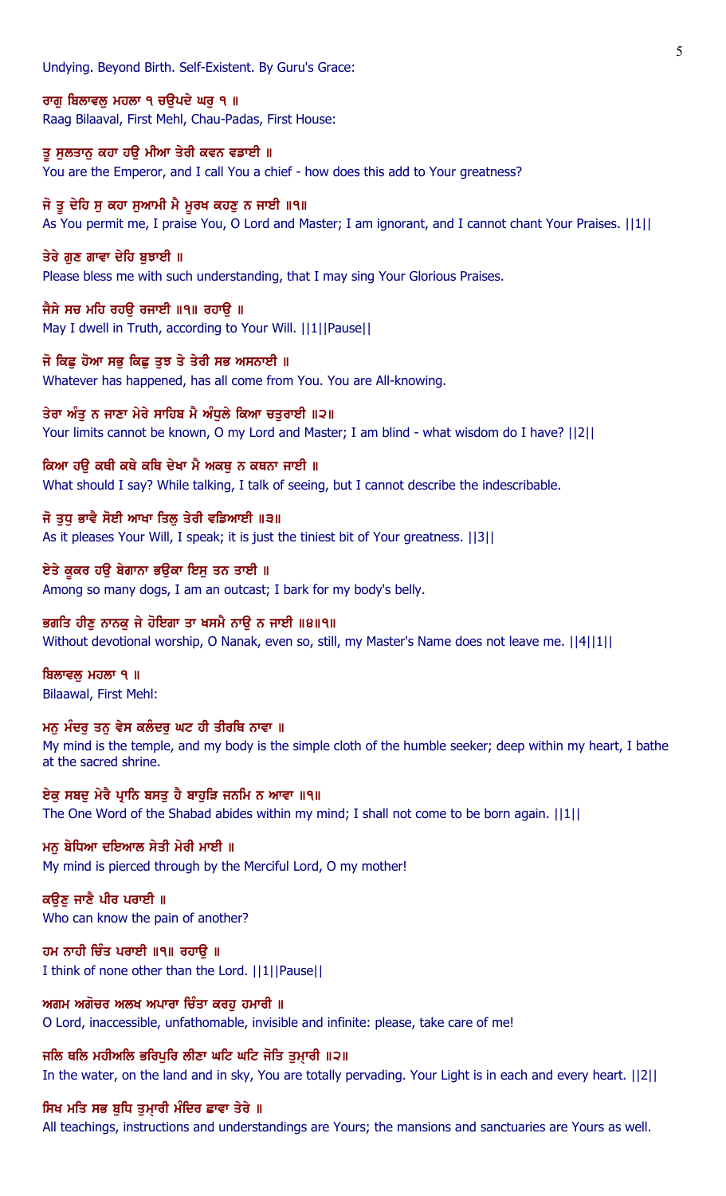Undying. Beyond Birth. Self-Existent. By Guru's Grace:

ਰਾਗੁ ਬਿਲਾਵਲੁ ਮਹਲਾ ੧ ਚਉਪਦੇ ਘਰੁ ੧ ॥
Raag Bilaaval, First Mehl, Chau-Padas, First House:

ਤੂ ਸੁਲਤਾਨੁ ਕਹਾ ਹਉ ਮੀਆ ਤੇਰੀ ਕਵਨ ਵਡਾਈ ॥
You are the Emperor, and I call You a chief - how does this add to Your greatness?

ਜੋ ਤੂ ਦੇਹਿ ਸੁ ਕਹਾ ਸੁਆਮੀ ਮੈ ਮੂਰਖ ਕਹਣੁ ਨ ਜਾਈ ॥੧॥
As You permit me, I praise You, O Lord and Master; I am ignorant, and I cannot chant Your Praises. ||1||

ਤੇਰੇ ਗੁਣ ਗਾਵਾ ਦੇਹਿ ਬੁਝਾਈ ॥
Please bless me with such understanding, that I may sing Your Glorious Praises.

ਜੈਸੇ ਸਚ ਮਹਿ ਰਹਉ ਰਜਾਈ ॥੧॥ ਰਹਾਉ ॥
May I dwell in Truth, according to Your Will. ||1||Pause||

ਜੋ ਕਿਛੁ ਹੋਆ ਸਭੁ ਕਿਛੁ ਤੁਝ ਤੇ ਤੇਰੀ ਸਭ ਅਸਨਾਈ ॥
Whatever has happened, has all come from You. You are All-knowing.

ਤੇਰਾ ਅੰਤੁ ਨ ਜਾਣਾ ਮੇਰੇ ਸਾਹਿਬ ਮੈ ਅੰਧੁਲੇ ਕਿਆ ਚਤੁਰਾਈ ॥੨॥
Your limits cannot be known, O my Lord and Master; I am blind - what wisdom do I have? ||2||

ਕਿਆ ਹਉ ਕਥੀ ਕਥੇ ਕਥਿ ਦੇਖਾ ਮੈ ਅਕਥੁ ਨ ਕਥਨਾ ਜਾਈ ॥
What should I say? While talking, I talk of seeing, but I cannot describe the indescribable.

ਜੋ ਤੁਧੁ ਭਾਵੈ ਸੋਈ ਆਖਾ ਤਿਲੁ ਤੇਰੀ ਵਡਿਆਈ ॥੩॥
As it pleases Your Will, I speak; it is just the tiniest bit of Your greatness. ||3||

ਏਤੇ ਕੂਕਰ ਹਉ ਬੇਗਾਨਾ ਭਉਕਾ ਇਸੁ ਤਨ ਤਾਈ ॥
Among so many dogs, I am an outcast; I bark for my body's belly.

ਭਗਤਿ ਹੀਣੁ ਨਾਨਕੁ ਜੇ ਹੋਇਗਾ ਤਾ ਖਸਮੈ ਨਾਉ ਨ ਜਾਈ ॥੪॥੧॥
Without devotional worship, O Nanak, even so, still, my Master's Name does not leave me. ||4||1||

ਬਿਲਾਵਲੁ ਮਹਲਾ ੧ ॥
Bilaawal, First Mehl:

ਮਨੁ ਮੰਦਰੁ ਤਨੁ ਵੇਸ ਕਲੰਦਰੁ ਘਟ ਹੀ ਤੀਰਥਿ ਨਾਵਾ ॥
My mind is the temple, and my body is the simple cloth of the humble seeker; deep within my heart, I bathe at the sacred shrine.

ਏਕੁ ਸਬਦੁ ਮੇਰੈ ਪ੍ਰਾਨਿ ਬਸਤੁ ਹੈ ਬਾਹੁੜਿ ਜਨਮਿ ਨ ਆਵਾ ॥੧॥
The One Word of the Shabad abides within my mind; I shall not come to be born again. ||1||

ਮਨੁ ਬੇਧਿਆ ਦਇਆਲ ਸੇਤੀ ਮੇਰੀ ਮਾਈ ॥
My mind is pierced through by the Merciful Lord, O my mother!

ਕਉਣੁ ਜਾਣੈ ਪੀਰ ਪਰਾਈ ॥
Who can know the pain of another?

ਹਮ ਨਾਹੀ ਚਿੰਤ ਪਰਾਈ ॥੧॥ ਰਹਾਉ ॥
I think of none other than the Lord. ||1||Pause||

ਅਗਮ ਅਗੋਚਰ ਅਲਖ ਅਪਾਰਾ ਚਿੰਤਾ ਕਰਹੁ ਹਮਾਰੀ ॥
O Lord, inaccessible, unfathomable, invisible and infinite: please, take care of me!

ਜਲਿ ਥਲਿ ਮਹੀਅਲਿ ਭਰਿਪੁਰਿ ਲੀਣਾ ਘਟਿ ਘਟਿ ਜੋਤਿ ਤੁਮ੍ਾਰੀ ॥੨॥
In the water, on the land and in sky, You are totally pervading. Your Light is in each and every heart. ||2||

ਸਿਖ ਮਤਿ ਸਭ ਬੁਧਿ ਤੁਮ੍ਾਰੀ ਮੰਦਿਰ ਛਾਵਾ ਤੇਰੇ ॥
All teachings, instructions and understandings are Yours; the mansions and sanctuaries are Yours as well.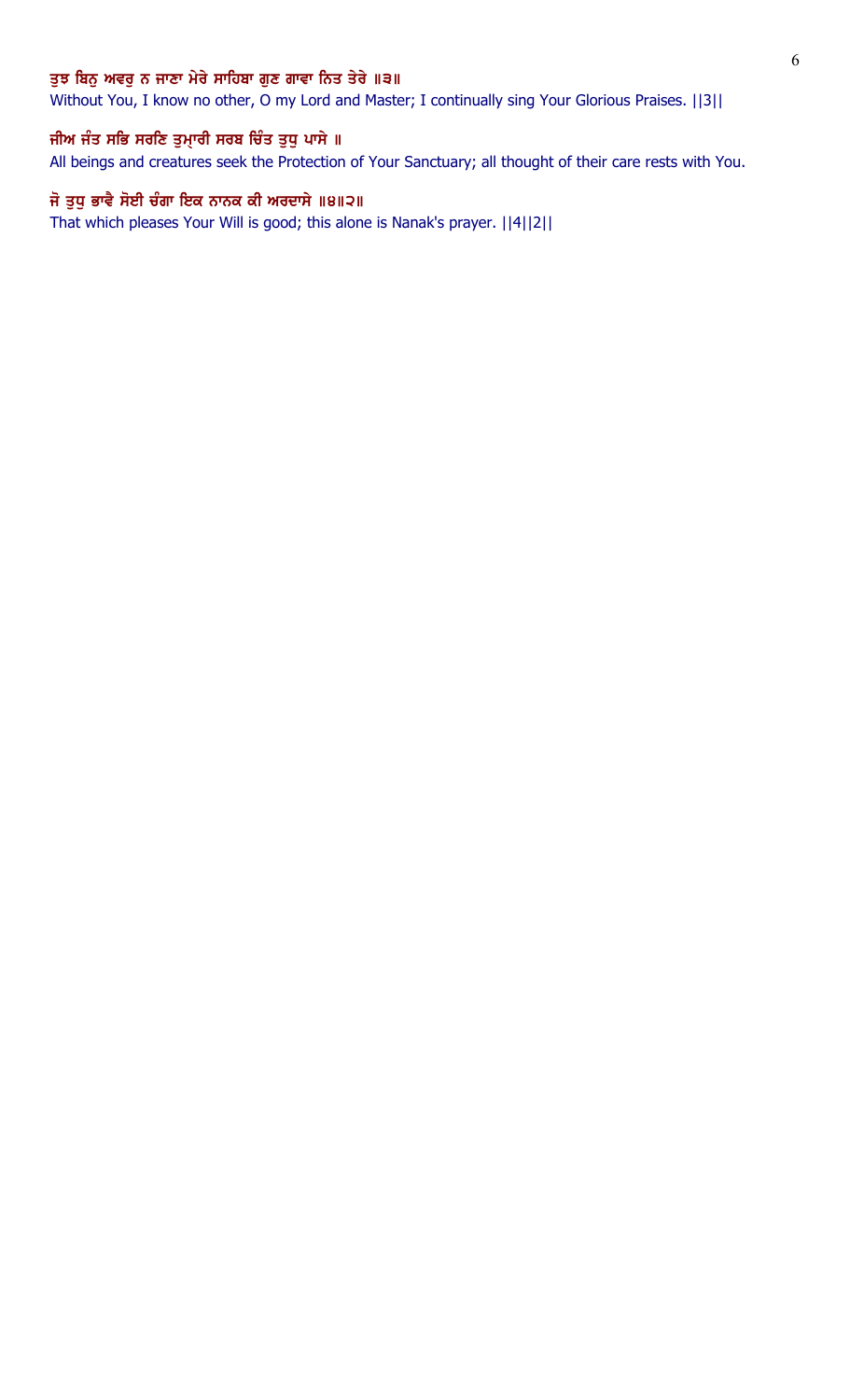**ਤੁਝ ਬਿਨੁ ਅਵਰੁ ਨ ਜਾਣਾ ਮੇਰੇ ਸਾਹਿਬਾ ਗੁਣ ਗਾਵਾ ਨਿਤ ਤੇਰੇ ॥੩॥**

Without You, I know no other, O my Lord and Master; I continually sing Your Glorious Praises. ||3||

**ਜੀਅ ਜੰਤ ਸਭਿ ਸਰਣਿ ਤੁਮ੍ਾਰੀ ਸਰਬ ਚਿੰਤ ਤੁਧੁ ਪਾਸੇ ॥**

All beings and creatures seek the Protection of Your Sanctuary; all thought of their care rests with You.

**ਜੋ ਤੁਧੁ ਭਾਵੈ ਸੋਈ ਚੰਗਾ ਇਕ ਨਾਨਕ ਕੀ ਅਰਦਾਸੇ ॥੪॥੨॥**

That which pleases Your Will is good; this alone is Nanak's prayer. ||4||2||